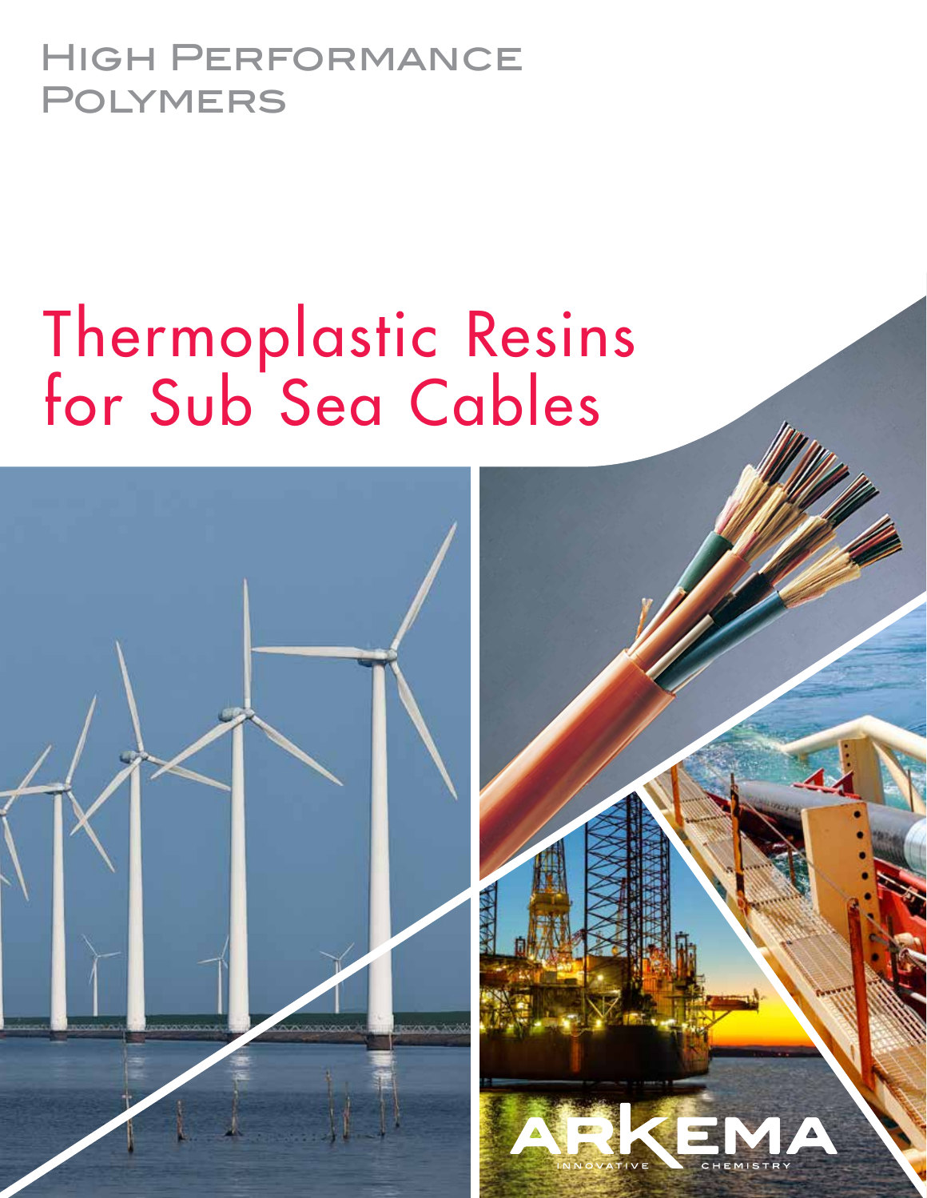High Performance Polymers

# Thermoplastic Resins for Sub Sea Cables

ARKEMA

INNOVATIVE CHEMISTRY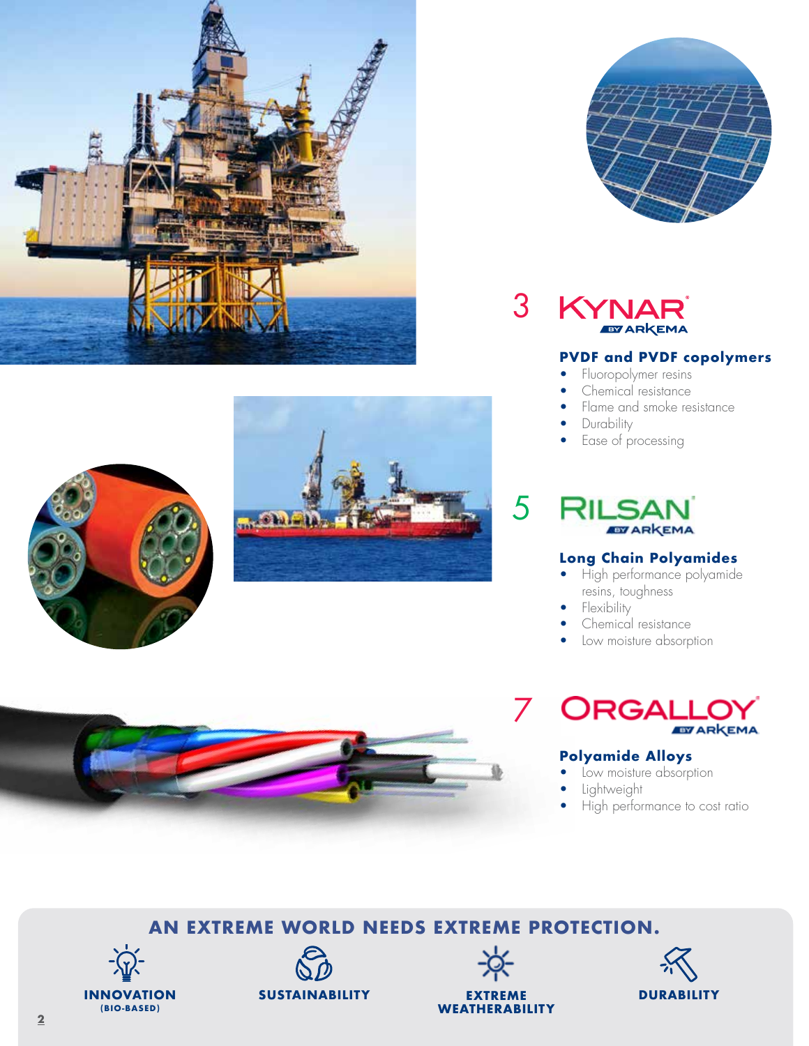3 **KYNAR® BY ARKEMA**

### PVDF and PVDF copolymers

- Fluoropolymer resins
- Chemical resistance
- Flame and smoke resistance
- Durability
- Ease of processing

5 **RILSAN® BY ARKEMA**

### Long Chain Polyamides

- High performance polyamide resins, toughness
- Flexibility
- Chemical resistance
- Low moisture absorption

7 **ORGALLOY® BY ARKEMA**

### Polyamide Alloys

- Low moisture absorption
- Lightweight
- High performance to cost ratio

## AN EXTREME WORLD NEEDS EXTREME PROTECTION.

**INNOVATION (BIO-BASED)**

**SUSTAINABILITY**

**EXTREME WEATHERABILITY**

**DURABILITY**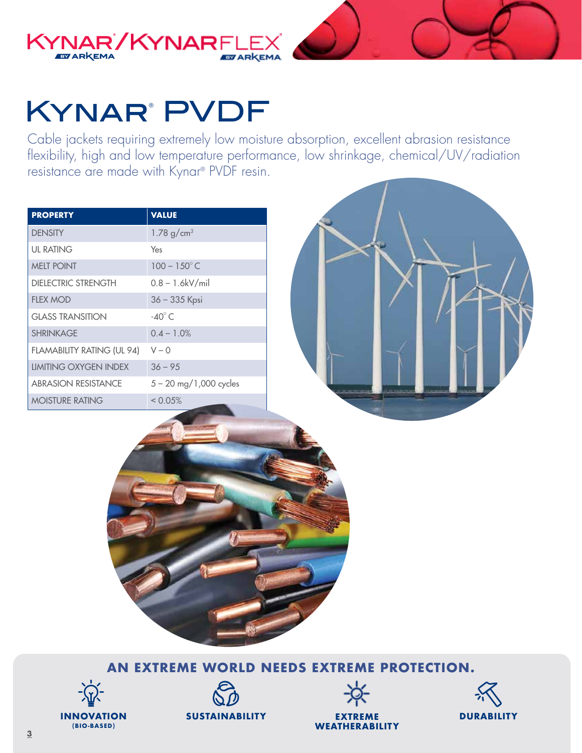# KYNAR® PVDF

Cable jackets requiring extremely low moisture absorption, excellent abrasion resistance flexibility, high and low temperature performance, low shrinkage, chemical/UV/radiation resistance are made with Kynar® PVDF resin.

| PROPERTY | VALUE |
|---|---|
| DENSITY | 1.78 g/cm³ |
| UL RATING | Yes |
| MELT POINT | 100 – 150° C |
| DIELECTRIC STRENGTH | 0.8 – 1.6kV/mil |
| FLEX MOD | 36 – 335 Kpsi |
| GLASS TRANSITION | -40° C |
| SHRINKAGE | 0.4 – 1.0% |
| FLAMABILITY RATING (UL 94) | V – 0 |
| LIMITING OXYGEN INDEX | 36 – 95 |
| ABRASION RESISTANCE | 5 – 20 mg/1,000 cycles |
| MOISTURE RATING | < 0.05% |

## AN EXTREME WORLD NEEDS EXTREME PROTECTION.

**INNOVATION (BIO-BASED)**

**SUSTAINABILITY**

**EXTREME WEATHERABILITY**

**DURABILITY**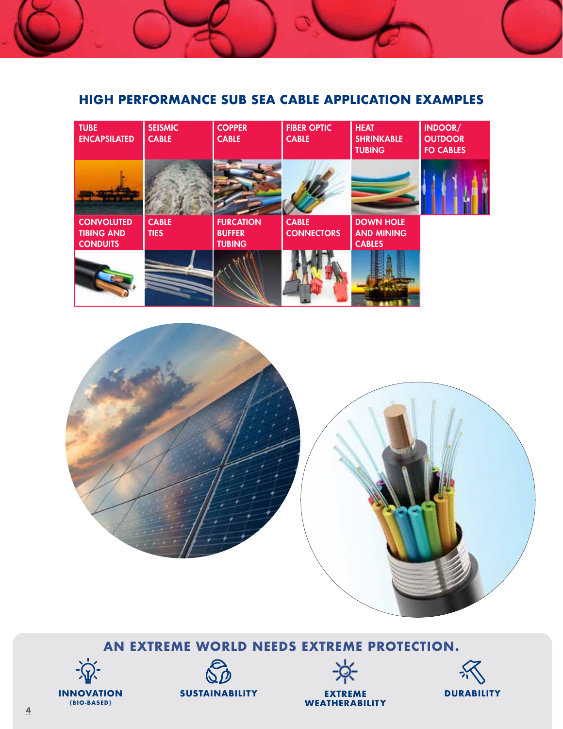## HIGH PERFORMANCE SUB SEA CABLE APPLICATION EXAMPLES

| TUBE ENCAPSILATED | SEISMIC CABLE | COPPER CABLE | FIBER OPTIC CABLE | HEAT SHRINKABLE TUBING | INDOOR/ OUTDOOR FO CABLES |
|---|---|---|---|---|---|
| CONVOLUTED TIBING AND CONDUITS | CABLE TIES | FURCATION BUFFER TUBING | CABLE CONNECTORS | DOWN HOLE AND MINING CABLES | |

## AN EXTREME WORLD NEEDS EXTREME PROTECTION.

**INNOVATION**
**(BIO-BASED)**

**SUSTAINABILITY**

**EXTREME WEATHERABILITY**

**DURABILITY**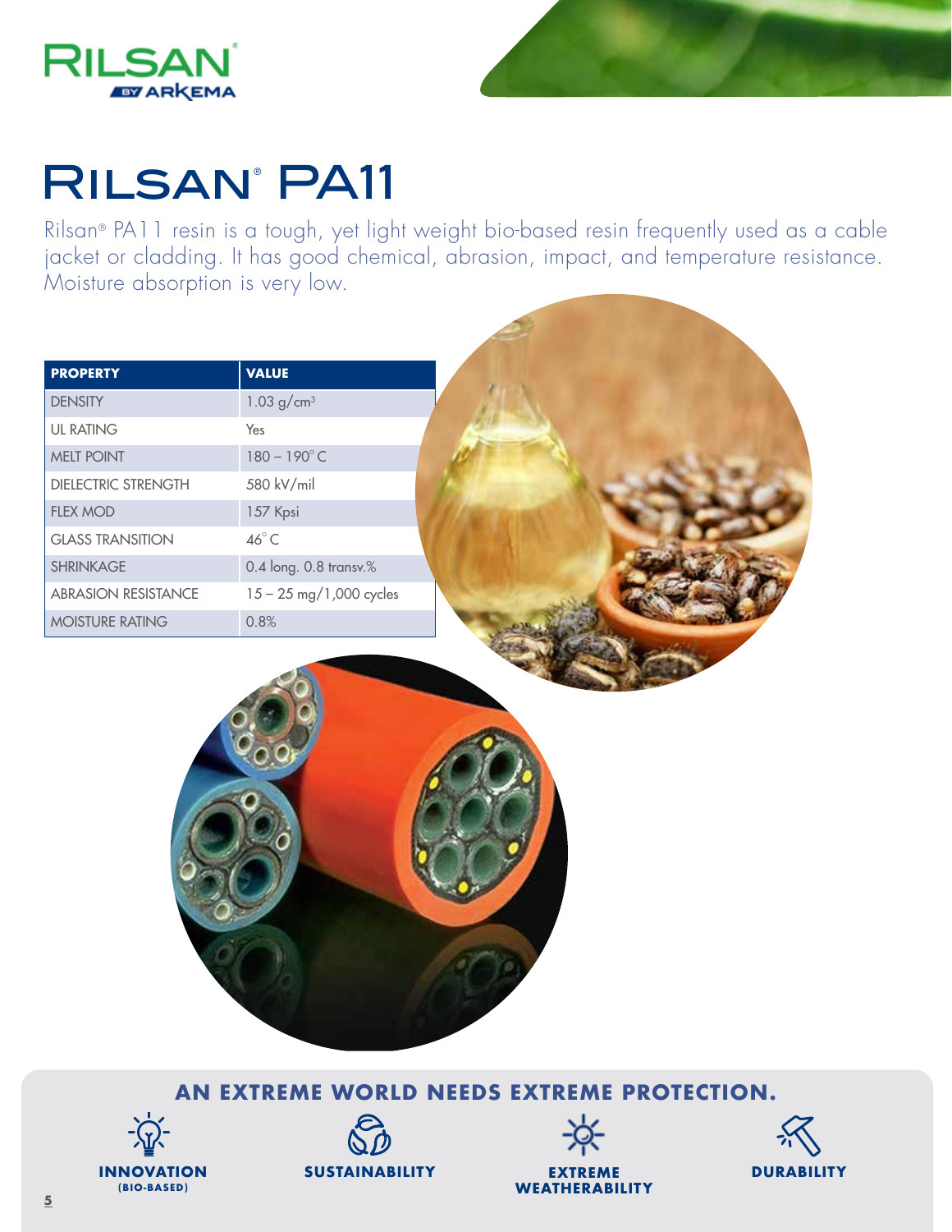# Rilsan® PA11

Rilsan® PA11 resin is a tough, yet light weight bio-based resin frequently used as a cable jacket or cladding. It has good chemical, abrasion, impact, and temperature resistance. Moisture absorption is very low.

| PROPERTY | VALUE |
|---|---|
| DENSITY | 1.03 g/cm³ |
| UL RATING | Yes |
| MELT POINT | 180 – 190° C |
| DIELECTRIC STRENGTH | 580 kV/mil |
| FLEX MOD | 157 Kpsi |
| GLASS TRANSITION | 46° C |
| SHRINKAGE | 0.4 long. 0.8 transv.% |
| ABRASION RESISTANCE | 15 – 25 mg/1,000 cycles |
| MOISTURE RATING | 0.8% |

**AN EXTREME WORLD NEEDS EXTREME PROTECTION.**

**INNOVATION (BIO-BASED)**

**SUSTAINABILITY**

**EXTREME WEATHERABILITY**

**DURABILITY**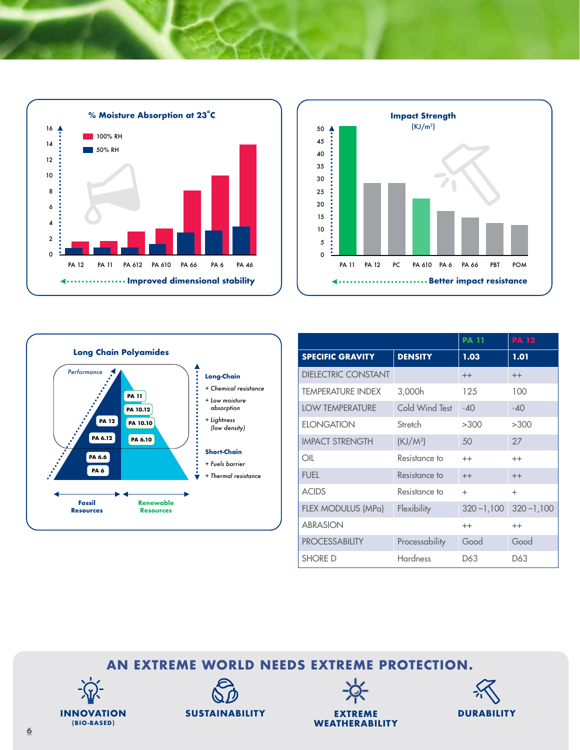## % Moisture Absorption at 23°C

- 100% RH
- 50% RH

PA 12 · PA 11 · PA 612 · PA 610 · PA 66 · PA 6 · PA 46

**Improved dimensional stability**

## Impact Strength

(KJ/m²)

PA 11 · PA 12 · PC · PA 610 · PA 6 · PA 66 · PBT · POM

**Better impact resistance**

## Long Chain Polyamides

Performance

PA 11, PA 10.12, PA 12, PA 10.10, PA 6.12, PA 6.10, PA 6.6, PA 6

**Long-Chain**
- *+ Chemical resistance*
- *+ Low moisture absorption*
- *+ Lightness (low density)*

**Short-Chain**
- *+ Fuels barrier*
- *+ Thermal resistance*

**Fossil Resources** | **Renewable Resources**

| | | PA 11 | PA 12 |
|---|---|---|---|
| **SPECIFIC GRAVITY** | **DENSITY** | **1.03** | **1.01** |
| DIELECTRIC CONSTANT | | ++ | ++ |
| TEMPERATURE INDEX | 3,000h | 125 | 100 |
| LOW TEMPERATURE | Cold Wind Test | -40 | -40 |
| ELONGATION | Stretch | >300 | >300 |
| IMPACT STRENGTH | (KJ/M³) | 50 | 27 |
| OIL | Resistance to | ++ | ++ |
| FUEL | Resistance to | ++ | ++ |
| ACIDS | Resistance to | + | + |
| FLEX MODULUS (MPa) | Flexibility | 320 –1,100 | 320 –1,100 |
| ABRASION | | ++ | ++ |
| PROCESSABILITY | Processability | Good | Good |
| SHORE D | Hardness | D63 | D63 |

## AN EXTREME WORLD NEEDS EXTREME PROTECTION.

**INNOVATION (BIO-BASED)** · **SUSTAINABILITY** · **EXTREME WEATHERABILITY** · **DURABILITY**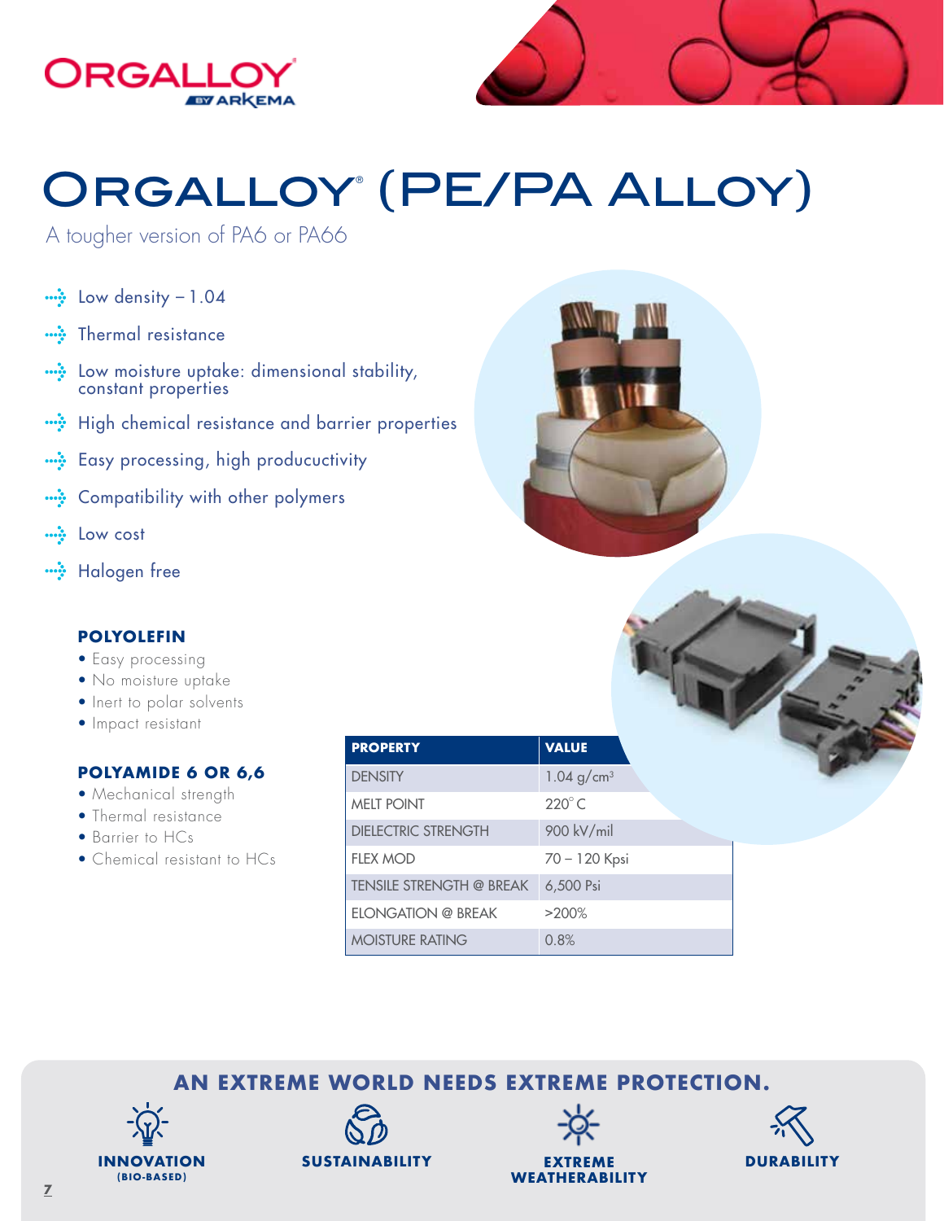# ORGALLOY® (PE/PA ALLOY)

A tougher version of PA6 or PA66

- Low density – 1.04
- Thermal resistance
- Low moisture uptake: dimensional stability, constant properties
- High chemical resistance and barrier properties
- Easy processing, high producuctivity
- Compatibility with other polymers
- Low cost
- Halogen free

### POLYOLEFIN

- Easy processing
- No moisture uptake
- Inert to polar solvents
- Impact resistant

### POLYAMIDE 6 OR 6,6

- Mechanical strength
- Thermal resistance
- Barrier to HCs
- Chemical resistant to HCs

| PROPERTY | VALUE |
|---|---|
| DENSITY | 1.04 g/cm$^3$ |
| MELT POINT | 220° C |
| DIELECTRIC STRENGTH | 900 kV/mil |
| FLEX MOD | 70 – 120 Kpsi |
| TENSILE STRENGTH @ BREAK | 6,500 Psi |
| ELONGATION @ BREAK | >200% |
| MOISTURE RATING | 0.8% |

## AN EXTREME WORLD NEEDS EXTREME PROTECTION.

**INNOVATION (BIO-BASED)** | **SUSTAINABILITY** | **EXTREME WEATHERABILITY** | **DURABILITY**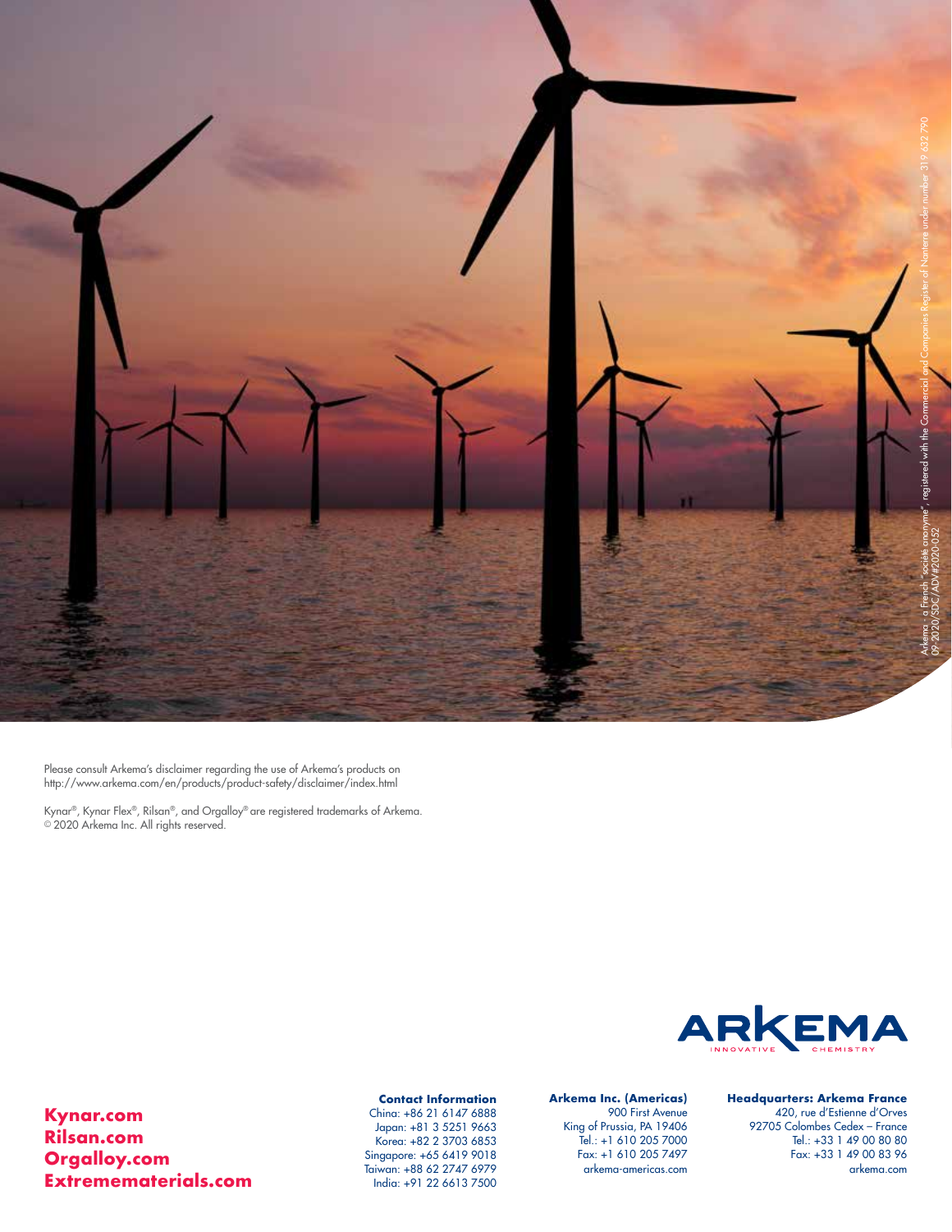Arkema - a French "société anonyme", registered with the Commercial and Companies Register of Nanterre under number 319 632 790
09-2020/SDC/ADV#2020-052

Please consult Arkema's disclaimer regarding the use of Arkema's products on http://www.arkema.com/en/products/product-safety/disclaimer/index.html

Kynar®, Kynar Flex®, Rilsan®, and Orgalloy® are registered trademarks of Arkema.
© 2020 Arkema Inc. All rights reserved.

ARKEMA
INNOVATIVE CHEMISTRY

**Kynar.com**
**Rilsan.com**
**Orgalloy.com**
**Extremematerials.com**

**Contact Information**
China: +86 21 6147 6888
Japan: +81 3 5251 9663
Korea: +82 2 3703 6853
Singapore: +65 6419 9018
Taiwan: +88 62 2747 6979
India: +91 22 6613 7500

**Arkema Inc. (Americas)**
900 First Avenue
King of Prussia, PA 19406
Tel.: +1 610 205 7000
Fax: +1 610 205 7497
arkema-americas.com

**Headquarters: Arkema France**
420, rue d'Estienne d'Orves
92705 Colombes Cedex – France
Tel.: +33 1 49 00 80 80
Fax: +33 1 49 00 83 96
arkema.com